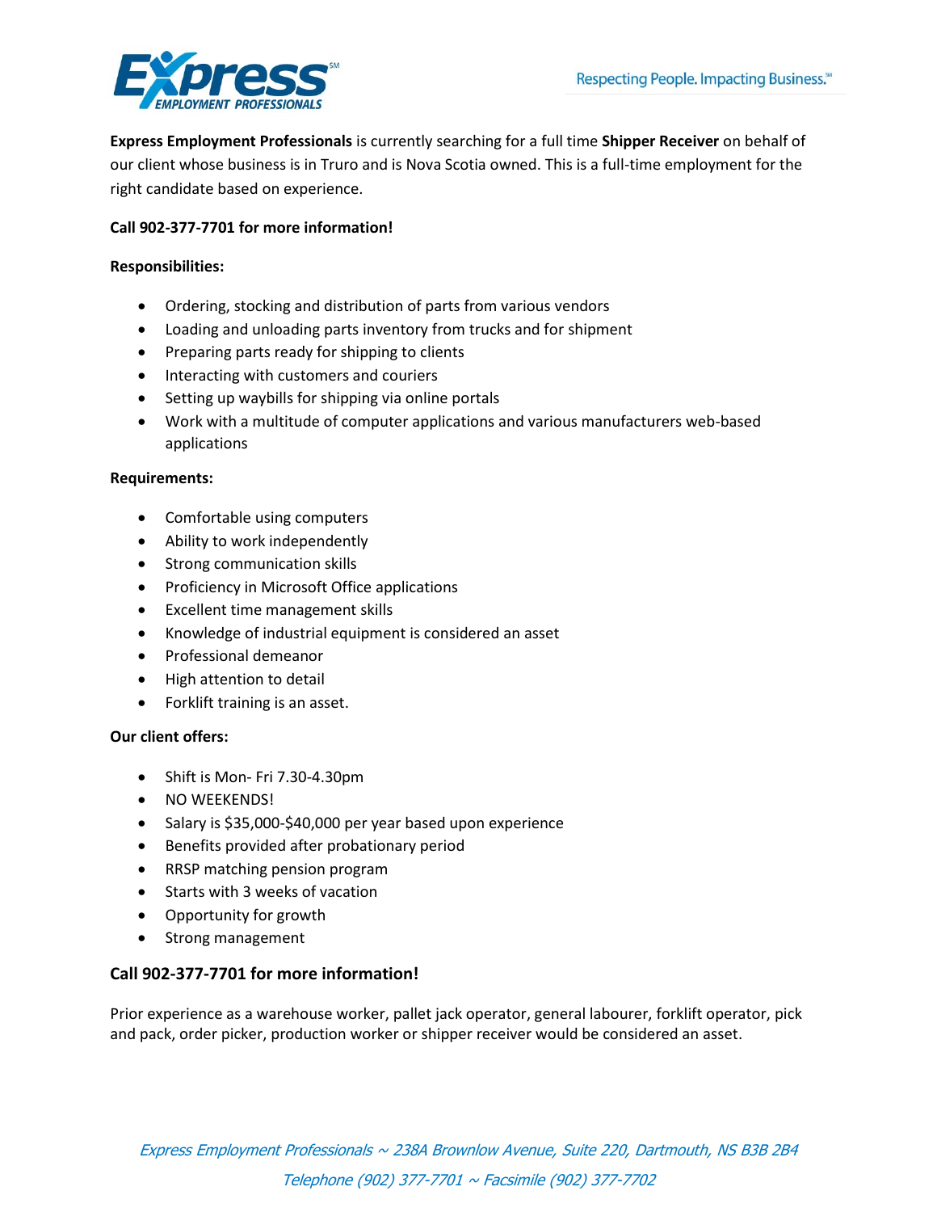Express Employment Professionals[SM]

Respecting People. Impacting Business.[SM]

**Express Employment Professionals** is currently searching for a full time **Shipper Receiver** on behalf of our client whose business is in Truro and is Nova Scotia owned. This is a full-time employment for the right candidate based on experience.

**Call 902-377-7701 for more information!**

**Responsibilities:**

- Ordering, stocking and distribution of parts from various vendors
- Loading and unloading parts inventory from trucks and for shipment
- Preparing parts ready for shipping to clients
- Interacting with customers and couriers
- Setting up waybills for shipping via online portals
- Work with a multitude of computer applications and various manufacturers web-based applications

**Requirements:**

- Comfortable using computers
- Ability to work independently
- Strong communication skills
- Proficiency in Microsoft Office applications
- Excellent time management skills
- Knowledge of industrial equipment is considered an asset
- Professional demeanor
- High attention to detail
- Forklift training is an asset.

**Our client offers:**

- Shift is Mon- Fri 7.30-4.30pm
- NO WEEKENDS!
- Salary is $35,000-$40,000 per year based upon experience
- Benefits provided after probationary period
- RRSP matching pension program
- Starts with 3 weeks of vacation
- Opportunity for growth
- Strong management

## Call 902-377-7701 for more information!

Prior experience as a warehouse worker, pallet jack operator, general labourer, forklift operator, pick and pack, order picker, production worker or shipper receiver would be considered an asset.

*Express Employment Professionals ~ 238A Brownlow Avenue, Suite 220, Dartmouth, NS B3B 2B4*

*Telephone (902) 377-7701 ~ Facsimile (902) 377-7702*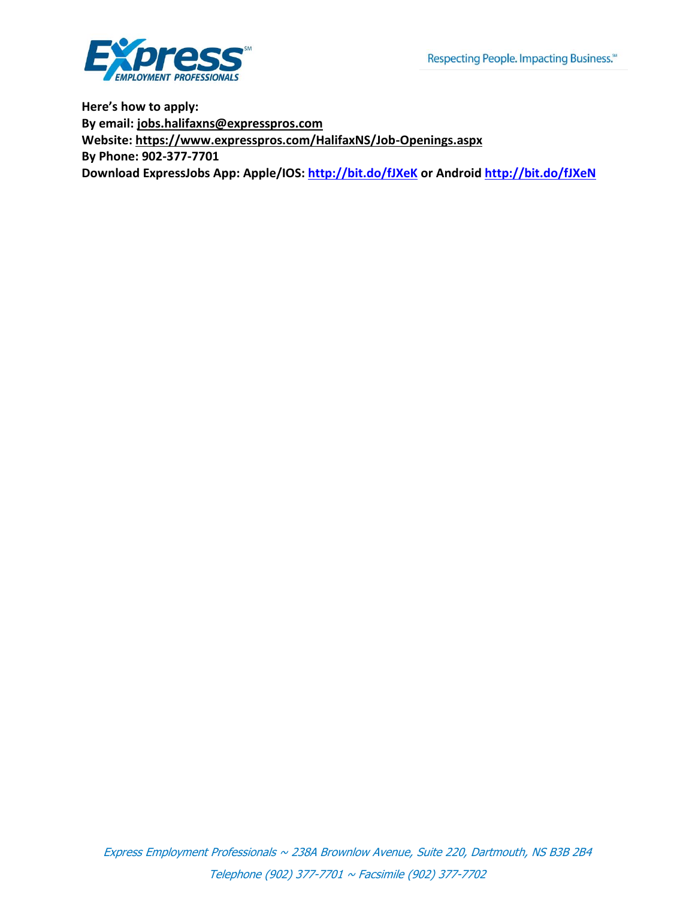**Here's how to apply:**
**By email: jobs.halifaxns@expresspros.com**
**Website: https://www.expresspros.com/HalifaxNS/Job-Openings.aspx**
**By Phone: 902-377-7701**
**Download ExpressJobs App: Apple/IOS: http://bit.do/fJXeK or Android http://bit.do/fJXeN**